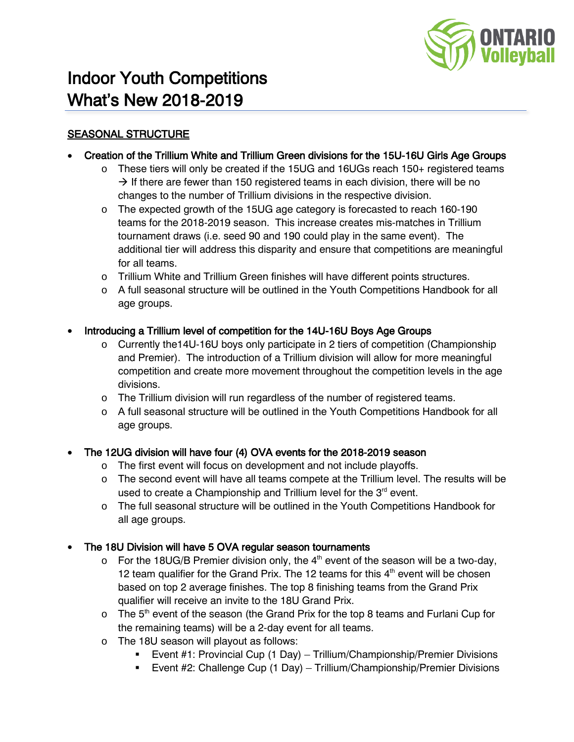# Indoor Youth Competitions What's New 2018-2019

## SEASONAL STRUCTURE

- **Creation of the Trillium White and Trillium Green divisions for the 15U-16U Girls Age Groups**
  - These tiers will only be created if the 15UG and 16UGs reach 150+ registered teams → If there are fewer than 150 registered teams in each division, there will be no changes to the number of Trillium divisions in the respective division.
  - The expected growth of the 15UG age category is forecasted to reach 160-190 teams for the 2018-2019 season. This increase creates mis-matches in Trillium tournament draws (i.e. seed 90 and 190 could play in the same event). The additional tier will address this disparity and ensure that competitions are meaningful for all teams.
  - Trillium White and Trillium Green finishes will have different points structures.
  - A full seasonal structure will be outlined in the Youth Competitions Handbook for all age groups.

- **Introducing a Trillium level of competition for the 14U-16U Boys Age Groups**
  - Currently the14U-16U boys only participate in 2 tiers of competition (Championship and Premier). The introduction of a Trillium division will allow for more meaningful competition and create more movement throughout the competition levels in the age divisions.
  - The Trillium division will run regardless of the number of registered teams.
  - A full seasonal structure will be outlined in the Youth Competitions Handbook for all age groups.

- **The 12UG division will have four (4) OVA events for the 2018-2019 season**
  - The first event will focus on development and not include playoffs.
  - The second event will have all teams compete at the Trillium level. The results will be used to create a Championship and Trillium level for the 3rd event.
  - The full seasonal structure will be outlined in the Youth Competitions Handbook for all age groups.

- **The 18U Division will have 5 OVA regular season tournaments**
  - For the 18UG/B Premier division only, the 4th event of the season will be a two-day, 12 team qualifier for the Grand Prix. The 12 teams for this 4th event will be chosen based on top 2 average finishes. The top 8 finishing teams from the Grand Prix qualifier will receive an invite to the 18U Grand Prix.
  - The 5th event of the season (the Grand Prix for the top 8 teams and Furlani Cup for the remaining teams) will be a 2-day event for all teams.
  - The 18U season will playout as follows:
    - Event #1: Provincial Cup (1 Day) – Trillium/Championship/Premier Divisions
    - Event #2: Challenge Cup (1 Day) – Trillium/Championship/Premier Divisions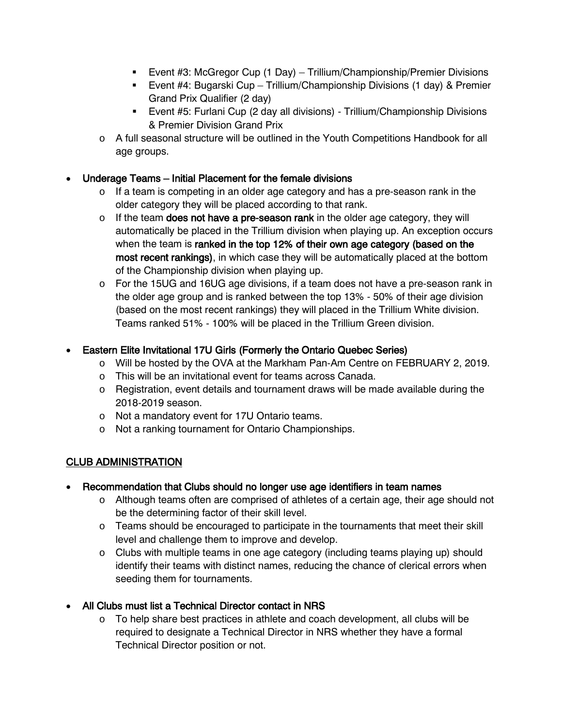- Event #3: McGregor Cup (1 Day) – Trillium/Championship/Premier Divisions
    - Event #4: Bugarski Cup – Trillium/Championship Divisions (1 day) & Premier Grand Prix Qualifier (2 day)
    - Event #5: Furlani Cup (2 day all divisions) - Trillium/Championship Divisions & Premier Division Grand Prix
  - A full seasonal structure will be outlined in the Youth Competitions Handbook for all age groups.

- **Underage Teams – Initial Placement for the female divisions**
  - If a team is competing in an older age category and has a pre-season rank in the older category they will be placed according to that rank.
  - If the team **does not have a pre-season rank** in the older age category, they will automatically be placed in the Trillium division when playing up. An exception occurs when the team is **ranked in the top 12% of their own age category (based on the most recent rankings)**, in which case they will be automatically placed at the bottom of the Championship division when playing up.
  - For the 15UG and 16UG age divisions, if a team does not have a pre-season rank in the older age group and is ranked between the top 13% - 50% of their age division (based on the most recent rankings) they will placed in the Trillium White division. Teams ranked 51% - 100% will be placed in the Trillium Green division.

- **Eastern Elite Invitational 17U Girls (Formerly the Ontario Quebec Series)**
  - Will be hosted by the OVA at the Markham Pan-Am Centre on FEBRUARY 2, 2019.
  - This will be an invitational event for teams across Canada.
  - Registration, event details and tournament draws will be made available during the 2018-2019 season.
  - Not a mandatory event for 17U Ontario teams.
  - Not a ranking tournament for Ontario Championships.

## CLUB ADMINISTRATION

- **Recommendation that Clubs should no longer use age identifiers in team names**
  - Although teams often are comprised of athletes of a certain age, their age should not be the determining factor of their skill level.
  - Teams should be encouraged to participate in the tournaments that meet their skill level and challenge them to improve and develop.
  - Clubs with multiple teams in one age category (including teams playing up) should identify their teams with distinct names, reducing the chance of clerical errors when seeding them for tournaments.

- **All Clubs must list a Technical Director contact in NRS**
  - To help share best practices in athlete and coach development, all clubs will be required to designate a Technical Director in NRS whether they have a formal Technical Director position or not.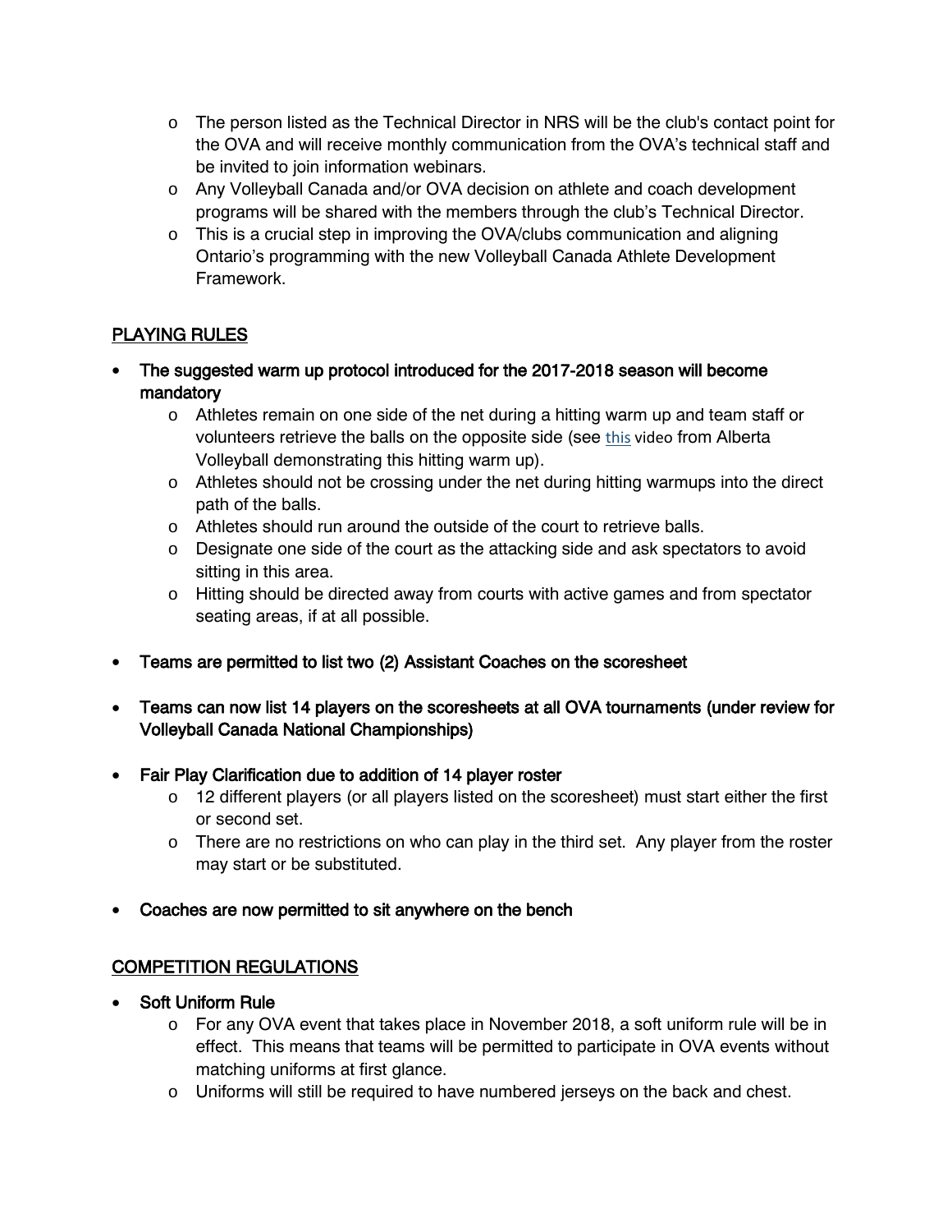- The person listed as the Technical Director in NRS will be the club's contact point for the OVA and will receive monthly communication from the OVA's technical staff and be invited to join information webinars.
- Any Volleyball Canada and/or OVA decision on athlete and coach development programs will be shared with the members through the club's Technical Director.
- This is a crucial step in improving the OVA/clubs communication and aligning Ontario's programming with the new Volleyball Canada Athlete Development Framework.

## PLAYING RULES

- **The suggested warm up protocol introduced for the 2017-2018 season will become mandatory**
  - Athletes remain on one side of the net during a hitting warm up and team staff or volunteers retrieve the balls on the opposite side (see this video from Alberta Volleyball demonstrating this hitting warm up).
  - Athletes should not be crossing under the net during hitting warmups into the direct path of the balls.
  - Athletes should run around the outside of the court to retrieve balls.
  - Designate one side of the court as the attacking side and ask spectators to avoid sitting in this area.
  - Hitting should be directed away from courts with active games and from spectator seating areas, if at all possible.
- **Teams are permitted to list two (2) Assistant Coaches on the scoresheet**
- **Teams can now list 14 players on the scoresheets at all OVA tournaments (under review for Volleyball Canada National Championships)**
- **Fair Play Clarification due to addition of 14 player roster**
  - 12 different players (or all players listed on the scoresheet) must start either the first or second set.
  - There are no restrictions on who can play in the third set. Any player from the roster may start or be substituted.
- **Coaches are now permitted to sit anywhere on the bench**

## COMPETITION REGULATIONS

- **Soft Uniform Rule**
  - For any OVA event that takes place in November 2018, a soft uniform rule will be in effect. This means that teams will be permitted to participate in OVA events without matching uniforms at first glance.
  - Uniforms will still be required to have numbered jerseys on the back and chest.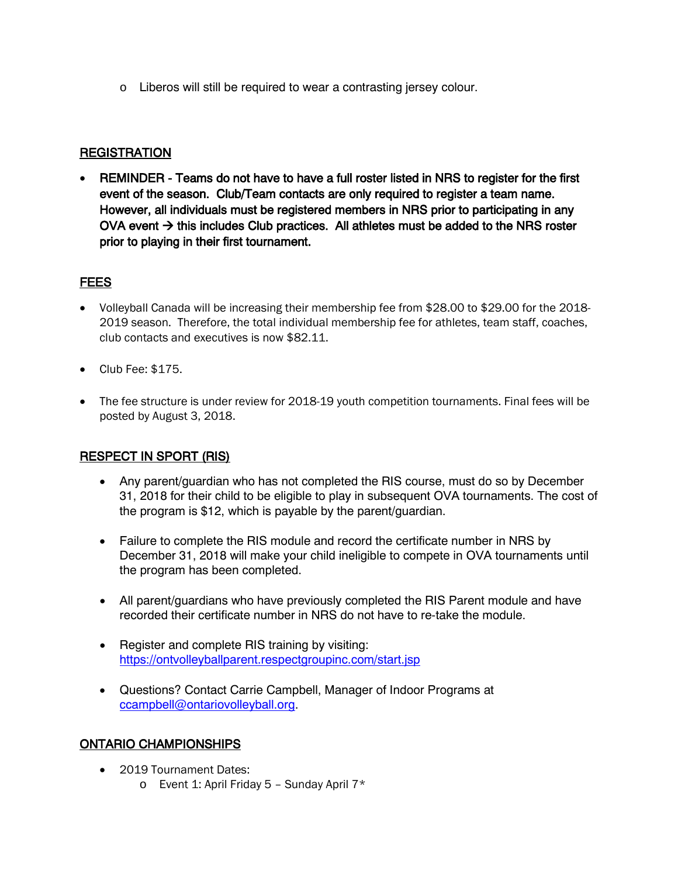- Liberos will still be required to wear a contrasting jersey colour.

## REGISTRATION

- **REMINDER - Teams do not have to have a full roster listed in NRS to register for the first event of the season. Club/Team contacts are only required to register a team name. However, all individuals must be registered members in NRS prior to participating in any OVA event → this includes Club practices. All athletes must be added to the NRS roster prior to playing in their first tournament.**

## FEES

- Volleyball Canada will be increasing their membership fee from $28.00 to $29.00 for the 2018-2019 season. Therefore, the total individual membership fee for athletes, team staff, coaches, club contacts and executives is now $82.11.
- Club Fee: $175.
- The fee structure is under review for 2018-19 youth competition tournaments. Final fees will be posted by August 3, 2018.

## RESPECT IN SPORT (RIS)

- Any parent/guardian who has not completed the RIS course, must do so by December 31, 2018 for their child to be eligible to play in subsequent OVA tournaments. The cost of the program is $12, which is payable by the parent/guardian.
- Failure to complete the RIS module and record the certificate number in NRS by December 31, 2018 will make your child ineligible to compete in OVA tournaments until the program has been completed.
- All parent/guardians who have previously completed the RIS Parent module and have recorded their certificate number in NRS do not have to re-take the module.
- Register and complete RIS training by visiting: https://ontvolleyballparent.respectgroupinc.com/start.jsp
- Questions? Contact Carrie Campbell, Manager of Indoor Programs at ccampbell@ontariovolleyball.org.

## ONTARIO CHAMPIONSHIPS

- 2019 Tournament Dates:
  - Event 1: April Friday 5 – Sunday April 7*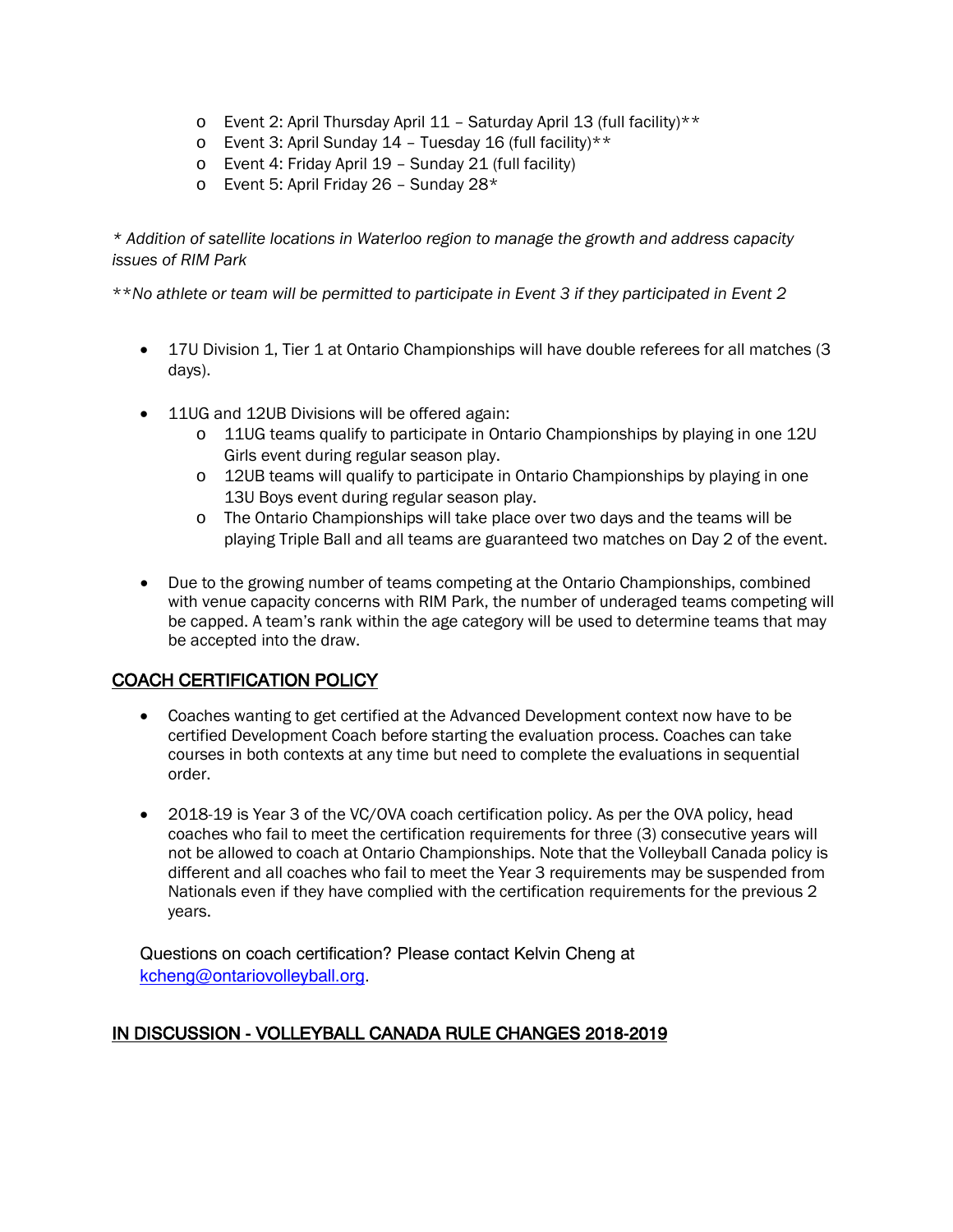- Event 2: April Thursday April 11 – Saturday April 13 (full facility)**
  - Event 3: April Sunday 14 – Tuesday 16 (full facility)**
  - Event 4: Friday April 19 – Sunday 21 (full facility)
  - Event 5: April Friday 26 – Sunday 28*

*\* Addition of satellite locations in Waterloo region to manage the growth and address capacity issues of RIM Park*

*\*\*No athlete or team will be permitted to participate in Event 3 if they participated in Event 2*

- 17U Division 1, Tier 1 at Ontario Championships will have double referees for all matches (3 days).

- 11UG and 12UB Divisions will be offered again:
  - 11UG teams qualify to participate in Ontario Championships by playing in one 12U Girls event during regular season play.
  - 12UB teams will qualify to participate in Ontario Championships by playing in one 13U Boys event during regular season play.
  - The Ontario Championships will take place over two days and the teams will be playing Triple Ball and all teams are guaranteed two matches on Day 2 of the event.

- Due to the growing number of teams competing at the Ontario Championships, combined with venue capacity concerns with RIM Park, the number of underaged teams competing will be capped. A team's rank within the age category will be used to determine teams that may be accepted into the draw.

## COACH CERTIFICATION POLICY

- Coaches wanting to get certified at the Advanced Development context now have to be certified Development Coach before starting the evaluation process. Coaches can take courses in both contexts at any time but need to complete the evaluations in sequential order.

- 2018-19 is Year 3 of the VC/OVA coach certification policy. As per the OVA policy, head coaches who fail to meet the certification requirements for three (3) consecutive years will not be allowed to coach at Ontario Championships. Note that the Volleyball Canada policy is different and all coaches who fail to meet the Year 3 requirements may be suspended from Nationals even if they have complied with the certification requirements for the previous 2 years.

Questions on coach certification? Please contact Kelvin Cheng at [kcheng@ontariovolleyball.org](mailto:kcheng@ontariovolleyball.org).

## IN DISCUSSION - VOLLEYBALL CANADA RULE CHANGES 2018-2019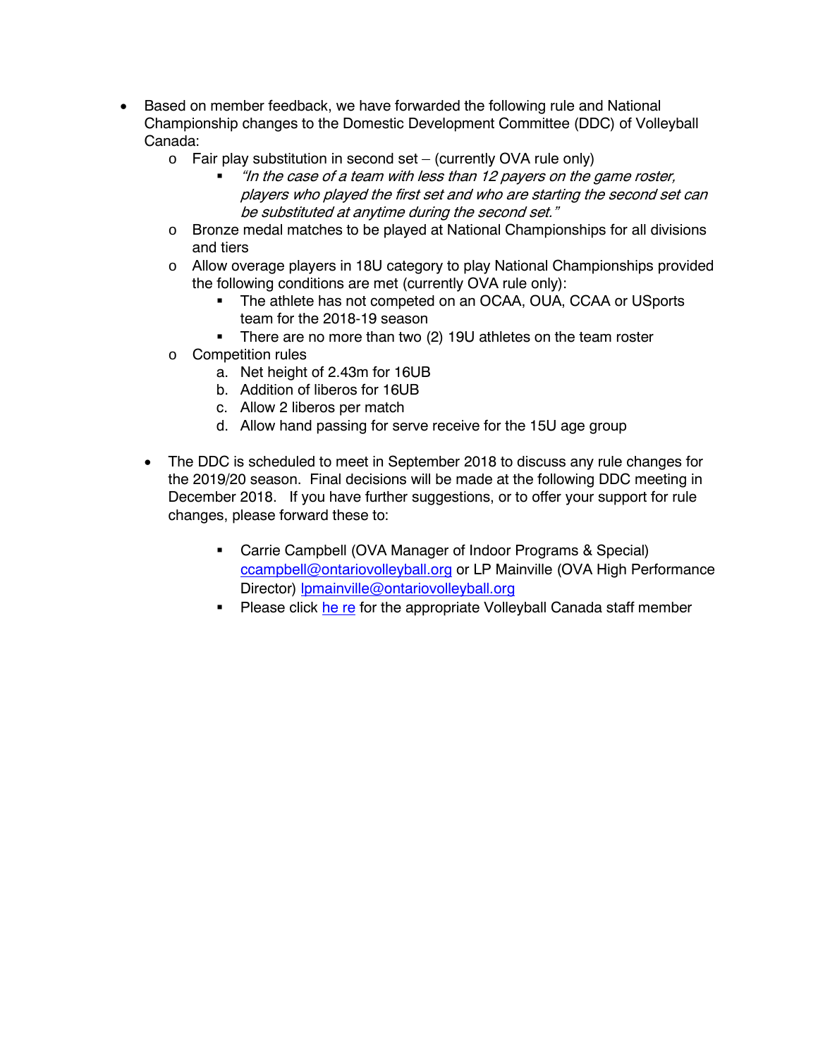- Based on member feedback, we have forwarded the following rule and National Championship changes to the Domestic Development Committee (DDC) of Volleyball Canada:
  - Fair play substitution in second set – (currently OVA rule only)
    - *"In the case of a team with less than 12 payers on the game roster, players who played the first set and who are starting the second set can be substituted at anytime during the second set."*
  - Bronze medal matches to be played at National Championships for all divisions and tiers
  - Allow overage players in 18U category to play National Championships provided the following conditions are met (currently OVA rule only):
    - The athlete has not competed on an OCAA, OUA, CCAA or USports team for the 2018-19 season
    - There are no more than two (2) 19U athletes on the team roster
  - Competition rules
    a. Net height of 2.43m for 16UB
    b. Addition of liberos for 16UB
    c. Allow 2 liberos per match
    d. Allow hand passing for serve receive for the 15U age group

- The DDC is scheduled to meet in September 2018 to discuss any rule changes for the 2019/20 season. Final decisions will be made at the following DDC meeting in December 2018. If you have further suggestions, or to offer your support for rule changes, please forward these to:
  - Carrie Campbell (OVA Manager of Indoor Programs & Special) ccampbell@ontariovolleyball.org or LP Mainville (OVA High Performance Director) lpmainville@ontariovolleyball.org
  - Please click he re for the appropriate Volleyball Canada staff member